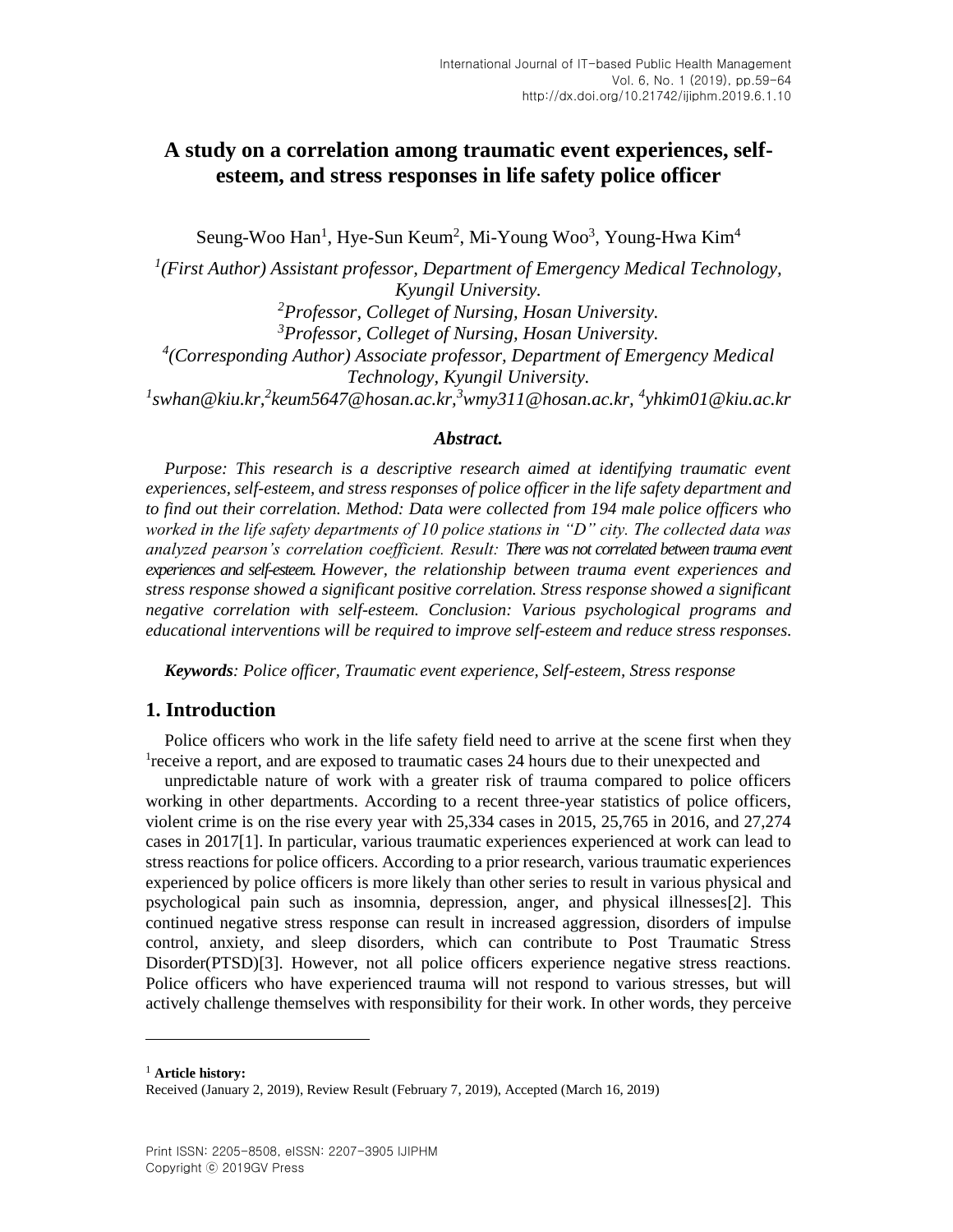# A study on a correlation among traumatic event experiences, self-esteem, and stress responses in life safety police officer

Seung-Woo Han[1], Hye-Sun Keum[2], Mi-Young Woo[3], Young-Hwa Kim[4]

*[1](First Author) Assistant professor, Department of Emergency Medical Technology, Kyungil University.*
*[2]Professor, Colleget of Nursing, Hosan University.*
*[3]Professor, Colleget of Nursing, Hosan University.*
*[4](Corresponding Author) Associate professor, Department of Emergency Medical Technology, Kyungil University.*
*[1]swhan@kiu.kr,[2]keum5647@hosan.ac.kr,[3]wmy311@hosan.ac.kr, [4]yhkim01@kiu.ac.kr*

***Abstract.***

*Purpose: This research is a descriptive research aimed at identifying traumatic event experiences, self-esteem, and stress responses of police officer in the life safety department and to find out their correlation. Method: Data were collected from 194 male police officers who worked in the life safety departments of 10 police stations in "D" city. The collected data was analyzed pearson's correlation coefficient. Result: There was not correlated between trauma event experiences and self-esteem. However, the relationship between trauma event experiences and stress response showed a significant positive correlation. Stress response showed a significant negative correlation with self-esteem. Conclusion: Various psychological programs and educational interventions will be required to improve self-esteem and reduce stress responses.*

***Keywords**: Police officer, Traumatic event experience, Self-esteem, Stress response*

## 1. Introduction

Police officers who work in the life safety field need to arrive at the scene first when they [1]receive a report, and are exposed to traumatic cases 24 hours due to their unexpected and unpredictable nature of work with a greater risk of trauma compared to police officers working in other departments. According to a recent three-year statistics of police officers, violent crime is on the rise every year with 25,334 cases in 2015, 25,765 in 2016, and 27,274 cases in 2017[1]. In particular, various traumatic experiences experienced at work can lead to stress reactions for police officers. According to a prior research, various traumatic experiences experienced by police officers is more likely than other series to result in various physical and psychological pain such as insomnia, depression, anger, and physical illnesses[2]. This continued negative stress response can result in increased aggression, disorders of impulse control, anxiety, and sleep disorders, which can contribute to Post Traumatic Stress Disorder(PTSD)[3]. However, not all police officers experience negative stress reactions. Police officers who have experienced trauma will not respond to various stresses, but will actively challenge themselves with responsibility for their work. In other words, they perceive

---

[1] **Article history:**
Received (January 2, 2019), Review Result (February 7, 2019), Accepted (March 16, 2019)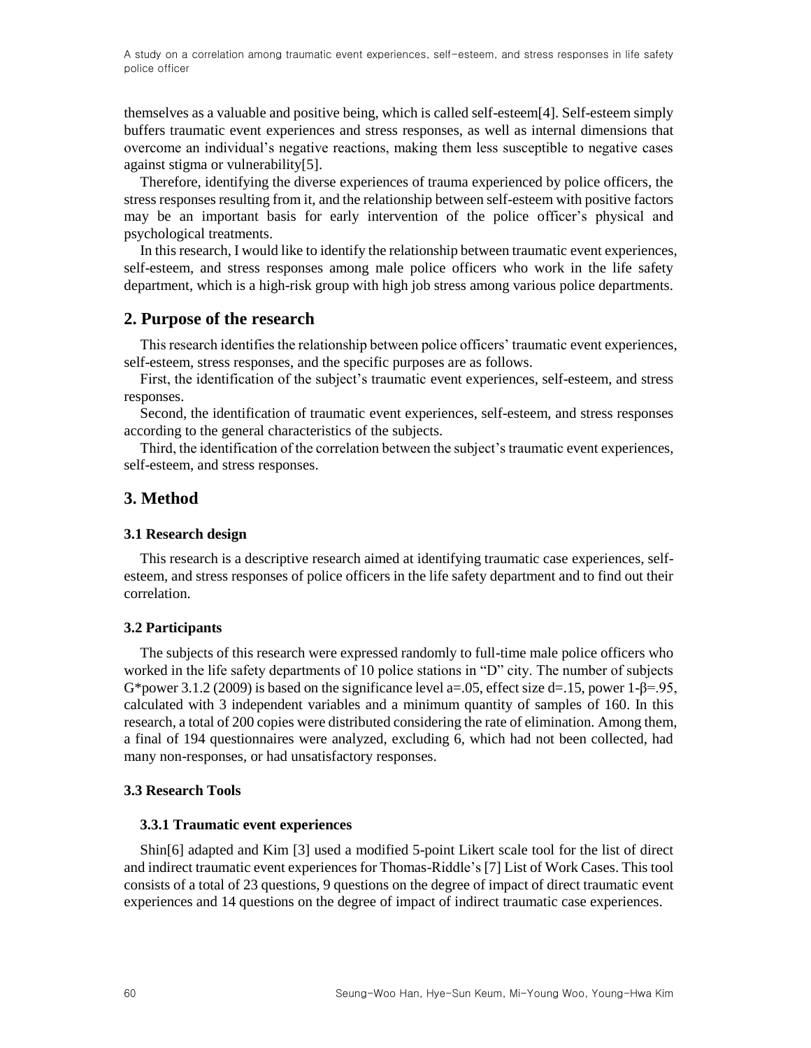themselves as a valuable and positive being, which is called self-esteem[4]. Self-esteem simply buffers traumatic event experiences and stress responses, as well as internal dimensions that overcome an individual's negative reactions, making them less susceptible to negative cases against stigma or vulnerability[5].

Therefore, identifying the diverse experiences of trauma experienced by police officers, the stress responses resulting from it, and the relationship between self-esteem with positive factors may be an important basis for early intervention of the police officer's physical and psychological treatments.

In this research, I would like to identify the relationship between traumatic event experiences, self-esteem, and stress responses among male police officers who work in the life safety department, which is a high-risk group with high job stress among various police departments.

## 2. Purpose of the research

This research identifies the relationship between police officers' traumatic event experiences, self-esteem, stress responses, and the specific purposes are as follows.

First, the identification of the subject's traumatic event experiences, self-esteem, and stress responses.

Second, the identification of traumatic event experiences, self-esteem, and stress responses according to the general characteristics of the subjects.

Third, the identification of the correlation between the subject's traumatic event experiences, self-esteem, and stress responses.

## 3. Method

### 3.1 Research design

This research is a descriptive research aimed at identifying traumatic case experiences, self-esteem, and stress responses of police officers in the life safety department and to find out their correlation.

### 3.2 Participants

The subjects of this research were expressed randomly to full-time male police officers who worked in the life safety departments of 10 police stations in "D" city. The number of subjects G*power 3.1.2 (2009) is based on the significance level a=.05, effect size d=.15, power 1-β=.95, calculated with 3 independent variables and a minimum quantity of samples of 160. In this research, a total of 200 copies were distributed considering the rate of elimination. Among them, a final of 194 questionnaires were analyzed, excluding 6, which had not been collected, had many non-responses, or had unsatisfactory responses.

### 3.3 Research Tools

#### 3.3.1 Traumatic event experiences

Shin[6] adapted and Kim [3] used a modified 5-point Likert scale tool for the list of direct and indirect traumatic event experiences for Thomas-Riddle's [7] List of Work Cases. This tool consists of a total of 23 questions, 9 questions on the degree of impact of direct traumatic event experiences and 14 questions on the degree of impact of indirect traumatic case experiences.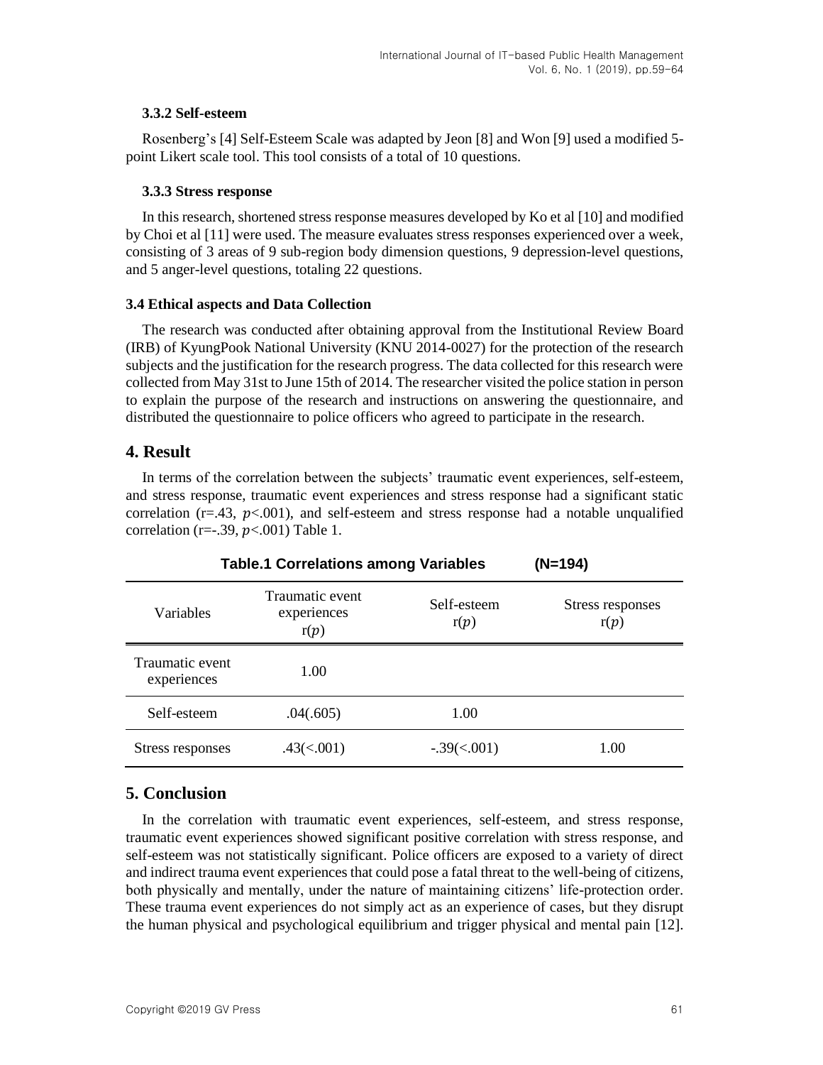### 3.3.2 Self-esteem

Rosenberg's [4] Self-Esteem Scale was adapted by Jeon [8] and Won [9] used a modified 5-point Likert scale tool. This tool consists of a total of 10 questions.

### 3.3.3 Stress response

In this research, shortened stress response measures developed by Ko et al [10] and modified by Choi et al [11] were used. The measure evaluates stress responses experienced over a week, consisting of 3 areas of 9 sub-region body dimension questions, 9 depression-level questions, and 5 anger-level questions, totaling 22 questions.

### 3.4 Ethical aspects and Data Collection

The research was conducted after obtaining approval from the Institutional Review Board (IRB) of KyungPook National University (KNU 2014-0027) for the protection of the research subjects and the justification for the research progress. The data collected for this research were collected from May 31st to June 15th of 2014. The researcher visited the police station in person to explain the purpose of the research and instructions on answering the questionnaire, and distributed the questionnaire to police officers who agreed to participate in the research.

## 4. Result

In terms of the correlation between the subjects' traumatic event experiences, self-esteem, and stress response, traumatic event experiences and stress response had a significant static correlation (r=.43, $p$<.001), and self-esteem and stress response had a notable unqualified correlation (r=-.39, $p$<.001) Table 1.

**Table.1 Correlations among Variables (N=194)**

| Variables | Traumatic event experiences r($p$) | Self-esteem r($p$) | Stress responses r($p$) |
|---|---|---|---|
| Traumatic event experiences | 1.00 | | |
| Self-esteem | .04(.605) | 1.00 | |
| Stress responses | .43(<.001) | -.39(<.001) | 1.00 |

## 5. Conclusion

In the correlation with traumatic event experiences, self-esteem, and stress response, traumatic event experiences showed significant positive correlation with stress response, and self-esteem was not statistically significant. Police officers are exposed to a variety of direct and indirect trauma event experiences that could pose a fatal threat to the well-being of citizens, both physically and mentally, under the nature of maintaining citizens' life-protection order. These trauma event experiences do not simply act as an experience of cases, but they disrupt the human physical and psychological equilibrium and trigger physical and mental pain [12].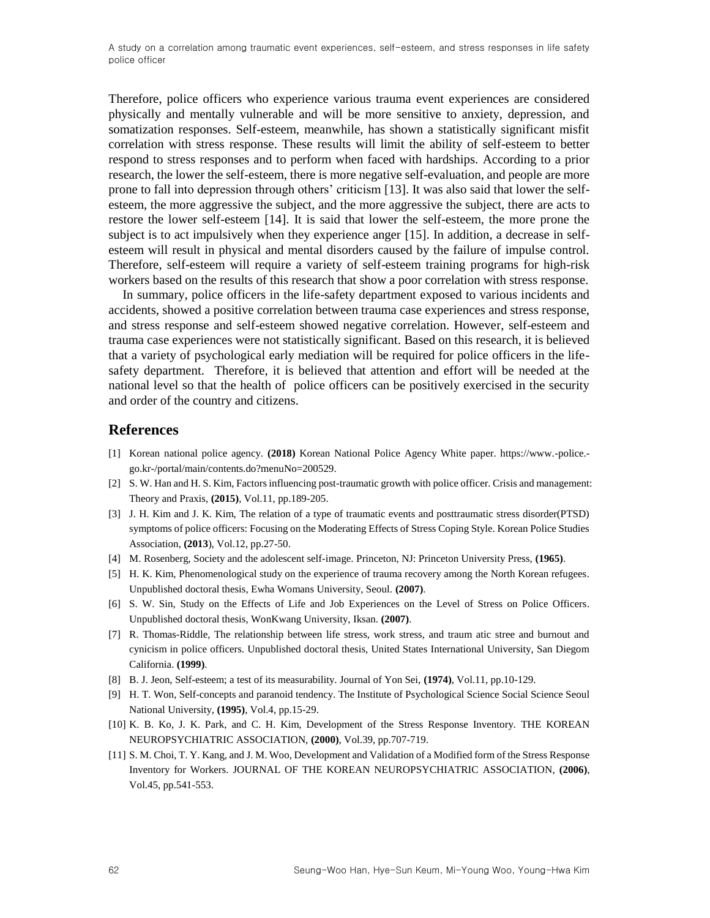Therefore, police officers who experience various trauma event experiences are considered physically and mentally vulnerable and will be more sensitive to anxiety, depression, and somatization responses. Self-esteem, meanwhile, has shown a statistically significant misfit correlation with stress response. These results will limit the ability of self-esteem to better respond to stress responses and to perform when faced with hardships. According to a prior research, the lower the self-esteem, there is more negative self-evaluation, and people are more prone to fall into depression through others' criticism [13]. It was also said that lower the self-esteem, the more aggressive the subject, and the more aggressive the subject, there are acts to restore the lower self-esteem [14]. It is said that lower the self-esteem, the more prone the subject is to act impulsively when they experience anger [15]. In addition, a decrease in self-esteem will result in physical and mental disorders caused by the failure of impulse control. Therefore, self-esteem will require a variety of self-esteem training programs for high-risk workers based on the results of this research that show a poor correlation with stress response.

In summary, police officers in the life-safety department exposed to various incidents and accidents, showed a positive correlation between trauma case experiences and stress response, and stress response and self-esteem showed negative correlation. However, self-esteem and trauma case experiences were not statistically significant. Based on this research, it is believed that a variety of psychological early mediation will be required for police officers in the life-safety department. Therefore, it is believed that attention and effort will be needed at the national level so that the health of police officers can be positively exercised in the security and order of the country and citizens.

## References

[1] Korean national police agency. **(2018)** Korean National Police Agency White paper. https://www.-police.-go.kr-/portal/main/contents.do?menuNo=200529.

[2] S. W. Han and H. S. Kim, Factors influencing post-traumatic growth with police officer. Crisis and management: Theory and Praxis, **(2015)**, Vol.11, pp.189-205.

[3] J. H. Kim and J. K. Kim, The relation of a type of traumatic events and posttraumatic stress disorder(PTSD) symptoms of police officers: Focusing on the Moderating Effects of Stress Coping Style. Korean Police Studies Association, **(2013)**, Vol.12, pp.27-50.

[4] M. Rosenberg, Society and the adolescent self-image. Princeton, NJ: Princeton University Press, **(1965)**.

[5] H. K. Kim, Phenomenological study on the experience of trauma recovery among the North Korean refugees. Unpublished doctoral thesis, Ewha Womans University, Seoul. **(2007)**.

[6] S. W. Sin, Study on the Effects of Life and Job Experiences on the Level of Stress on Police Officers. Unpublished doctoral thesis, WonKwang University, Iksan. **(2007)**.

[7] R. Thomas-Riddle, The relationship between life stress, work stress, and traum atic stree and burnout and cynicism in police officers. Unpublished doctoral thesis, United States International University, San Diegom California. **(1999)**.

[8] B. J. Jeon, Self-esteem; a test of its measurability. Journal of Yon Sei, **(1974)**, Vol.11, pp.10-129.

[9] H. T. Won, Self-concepts and paranoid tendency. The Institute of Psychological Science Social Science Seoul National University, **(1995)**, Vol.4, pp.15-29.

[10] K. B. Ko, J. K. Park, and C. H. Kim, Development of the Stress Response Inventory. THE KOREAN NEUROPSYCHIATRIC ASSOCIATION, **(2000)**, Vol.39, pp.707-719.

[11] S. M. Choi, T. Y. Kang, and J. M. Woo, Development and Validation of a Modified form of the Stress Response Inventory for Workers. JOURNAL OF THE KOREAN NEUROPSYCHIATRIC ASSOCIATION, **(2006)**, Vol.45, pp.541-553.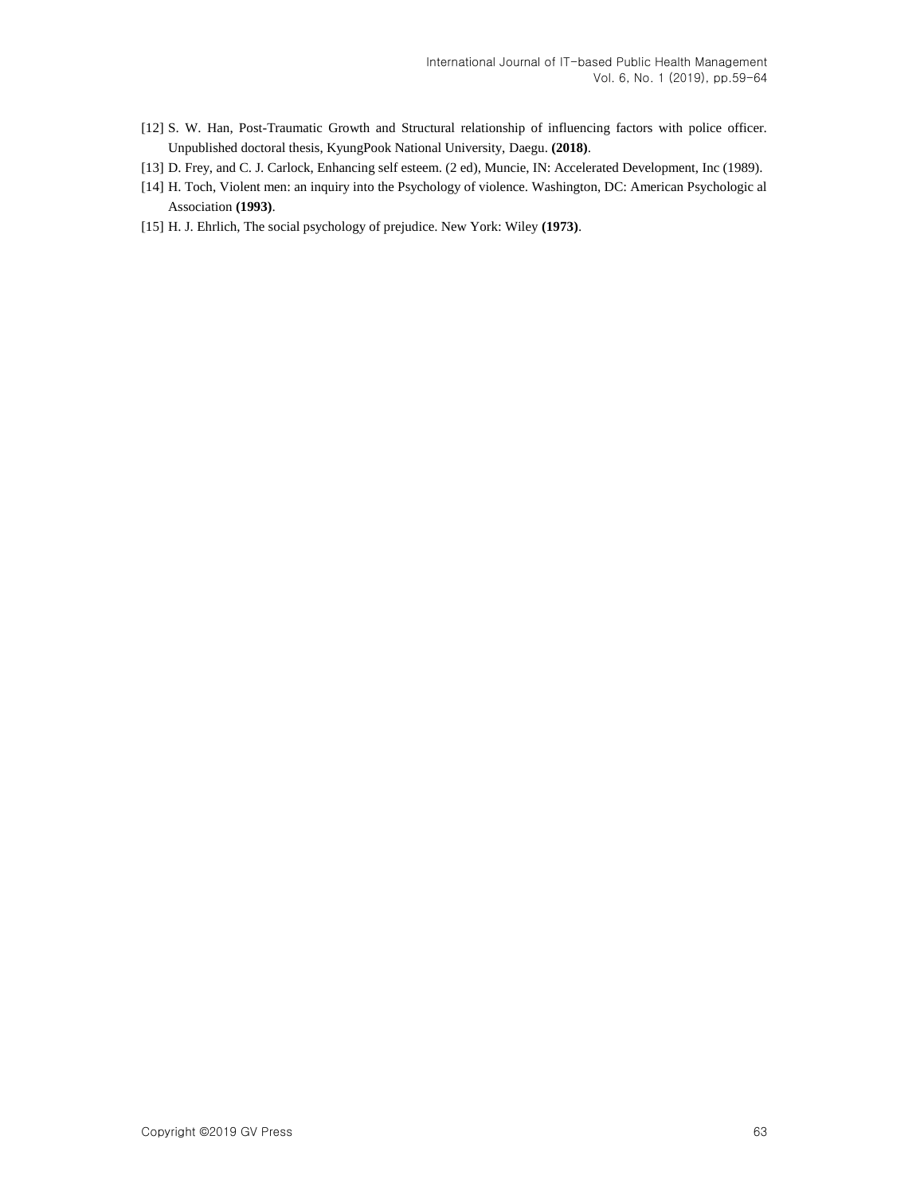[12] S. W. Han, Post-Traumatic Growth and Structural relationship of influencing factors with police officer. Unpublished doctoral thesis, KyungPook National University, Daegu. **(2018)**.

[13] D. Frey, and C. J. Carlock, Enhancing self esteem. (2 ed), Muncie, IN: Accelerated Development, Inc (1989).

[14] H. Toch, Violent men: an inquiry into the Psychology of violence. Washington, DC: American Psychologic al Association **(1993)**.

[15] H. J. Ehrlich, The social psychology of prejudice. New York: Wiley **(1973)**.